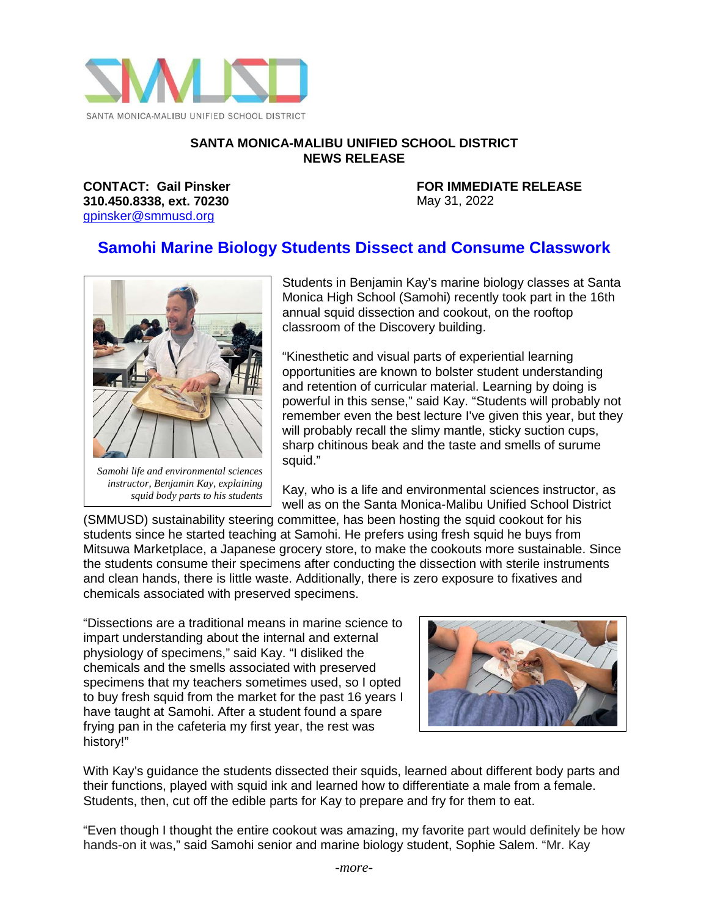SANTA MONICA-MALIBU UNIFIED SCHOOL DISTRICT

**SANTA MONICA-MALIBU UNIFIED SCHOOL DISTRICT**
**NEWS RELEASE**

**CONTACT: Gail Pinsker**
**310.450.8338, ext. 70230**
gpinsker@smmusd.org

**FOR IMMEDIATE RELEASE**
May 31, 2022

# Samohi Marine Biology Students Dissect and Consume Classwork

*Samohi life and environmental sciences instructor, Benjamin Kay, explaining squid body parts to his students*

Students in Benjamin Kay's marine biology classes at Santa Monica High School (Samohi) recently took part in the 16th annual squid dissection and cookout, on the rooftop classroom of the Discovery building.

"Kinesthetic and visual parts of experiential learning opportunities are known to bolster student understanding and retention of curricular material. Learning by doing is powerful in this sense," said Kay. "Students will probably not remember even the best lecture I've given this year, but they will probably recall the slimy mantle, sticky suction cups, sharp chitinous beak and the taste and smells of surume squid."

Kay, who is a life and environmental sciences instructor, as well as on the Santa Monica-Malibu Unified School District (SMMUSD) sustainability steering committee, has been hosting the squid cookout for his students since he started teaching at Samohi. He prefers using fresh squid he buys from Mitsuwa Marketplace, a Japanese grocery store, to make the cookouts more sustainable. Since the students consume their specimens after conducting the dissection with sterile instruments and clean hands, there is little waste. Additionally, there is zero exposure to fixatives and chemicals associated with preserved specimens.

"Dissections are a traditional means in marine science to impart understanding about the internal and external physiology of specimens," said Kay. "I disliked the chemicals and the smells associated with preserved specimens that my teachers sometimes used, so I opted to buy fresh squid from the market for the past 16 years I have taught at Samohi. After a student found a spare frying pan in the cafeteria my first year, the rest was history!"

With Kay's guidance the students dissected their squids, learned about different body parts and their functions, played with squid ink and learned how to differentiate a male from a female. Students, then, cut off the edible parts for Kay to prepare and fry for them to eat.

"Even though I thought the entire cookout was amazing, my favorite part would definitely be how hands-on it was," said Samohi senior and marine biology student, Sophie Salem. "Mr. Kay

*-more-*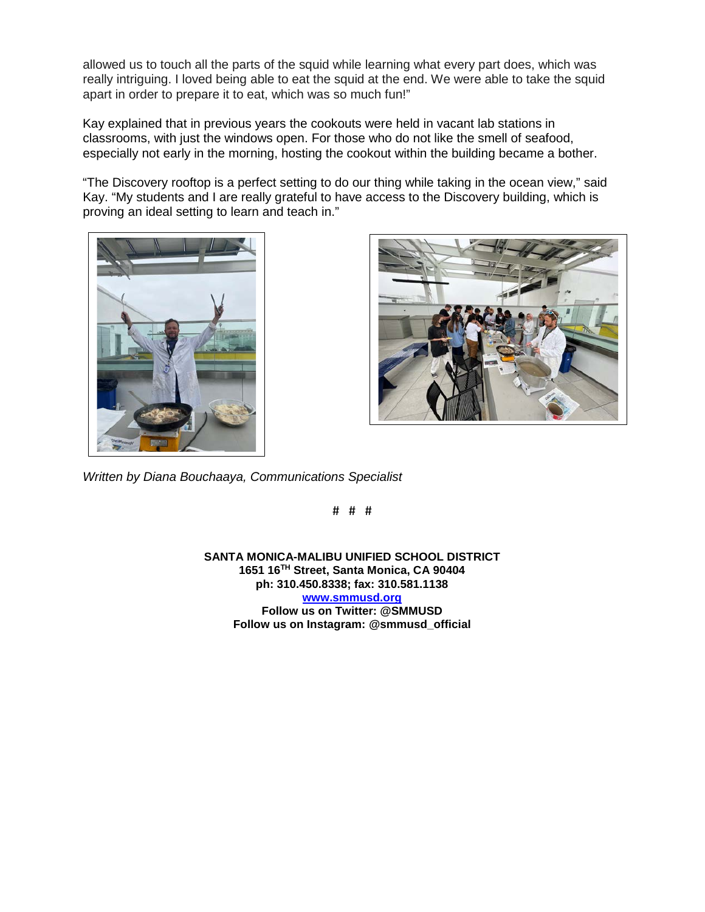allowed us to touch all the parts of the squid while learning what every part does, which was really intriguing. I loved being able to eat the squid at the end. We were able to take the squid apart in order to prepare it to eat, which was so much fun!"

Kay explained that in previous years the cookouts were held in vacant lab stations in classrooms, with just the windows open. For those who do not like the smell of seafood, especially not early in the morning, hosting the cookout within the building became a bother.

"The Discovery rooftop is a perfect setting to do our thing while taking in the ocean view," said Kay. "My students and I are really grateful to have access to the Discovery building, which is proving an ideal setting to learn and teach in."

*Written by Diana Bouchaaya, Communications Specialist*

# # #

**SANTA MONICA-MALIBU UNIFIED SCHOOL DISTRICT**
**1651 16TH Street, Santa Monica, CA 90404**
**ph: 310.450.8338; fax: 310.581.1138**
**[www.smmusd.org](http://www.smmusd.org)**
**Follow us on Twitter: @SMMUSD**
**Follow us on Instagram: @smmusd_official**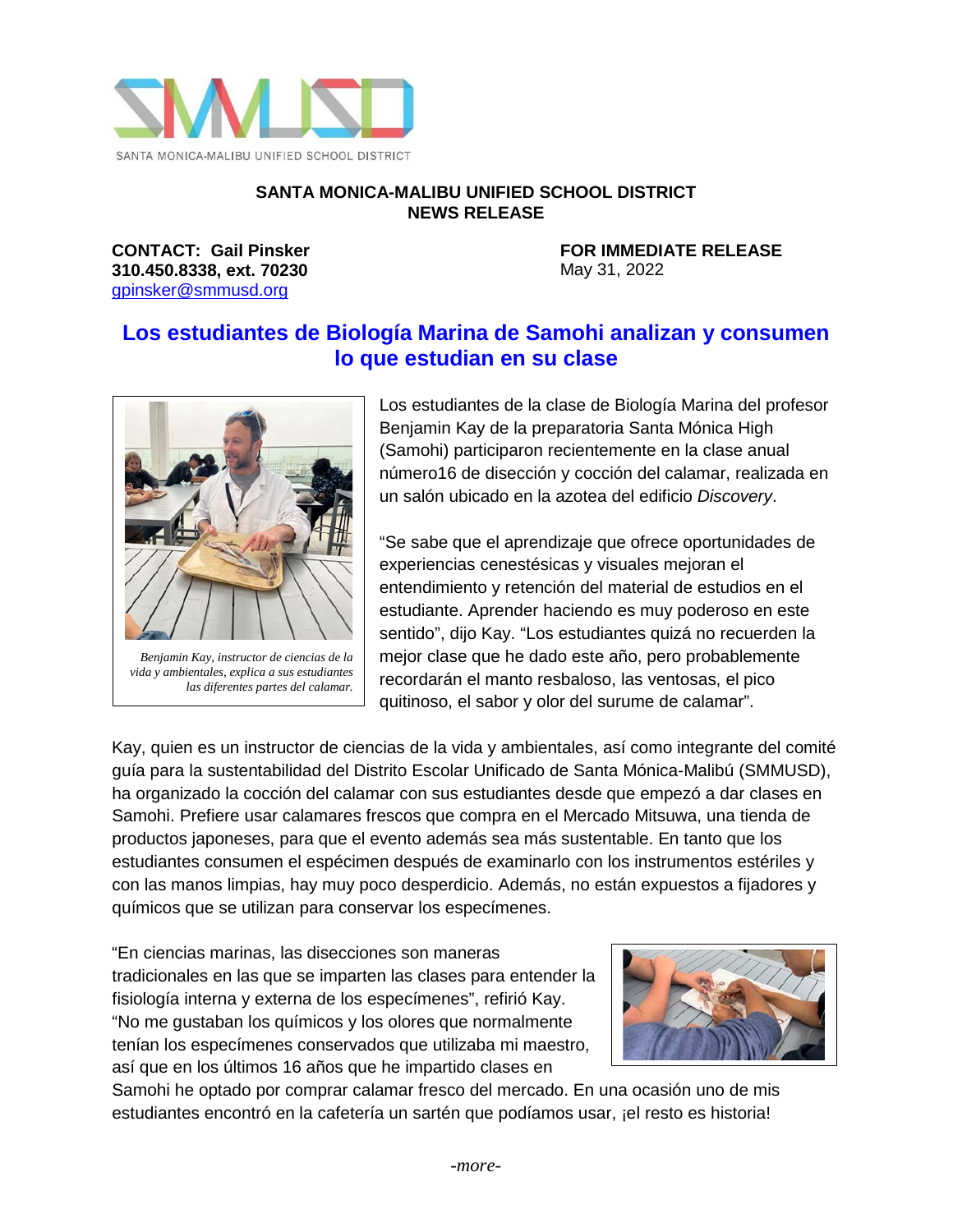SANTA MONICA-MALIBU UNIFIED SCHOOL DISTRICT

**SANTA MONICA-MALIBU UNIFIED SCHOOL DISTRICT**
**NEWS RELEASE**

**CONTACT: Gail Pinsker**
**310.450.8338, ext. 70230**
gpinsker@smmusd.org

**FOR IMMEDIATE RELEASE**
May 31, 2022

## Los estudiantes de Biología Marina de Samohi analizan y consumen lo que estudian en su clase

*Benjamin Kay, instructor de ciencias de la vida y ambientales, explica a sus estudiantes las diferentes partes del calamar.*

Los estudiantes de la clase de Biología Marina del profesor Benjamin Kay de la preparatoria Santa Mónica High (Samohi) participaron recientemente en la clase anual número16 de disección y cocción del calamar, realizada en un salón ubicado en la azotea del edificio *Discovery*.

"Se sabe que el aprendizaje que ofrece oportunidades de experiencias cenestésicas y visuales mejoran el entendimiento y retención del material de estudios en el estudiante. Aprender haciendo es muy poderoso en este sentido", dijo Kay. "Los estudiantes quizá no recuerden la mejor clase que he dado este año, pero probablemente recordarán el manto resbaloso, las ventosas, el pico quitinoso, el sabor y olor del surume de calamar".

Kay, quien es un instructor de ciencias de la vida y ambientales, así como integrante del comité guía para la sustentabilidad del Distrito Escolar Unificado de Santa Mónica-Malibú (SMMUSD), ha organizado la cocción del calamar con sus estudiantes desde que empezó a dar clases en Samohi. Prefiere usar calamares frescos que compra en el Mercado Mitsuwa, una tienda de productos japoneses, para que el evento además sea más sustentable. En tanto que los estudiantes consumen el espécimen después de examinarlo con los instrumentos estériles y con las manos limpias, hay muy poco desperdicio. Además, no están expuestos a fijadores y químicos que se utilizan para conservar los especímenes.

"En ciencias marinas, las disecciones son maneras tradicionales en las que se imparten las clases para entender la fisiología interna y externa de los especímenes", refirió Kay. "No me gustaban los químicos y los olores que normalmente tenían los especímenes conservados que utilizaba mi maestro, así que en los últimos 16 años que he impartido clases en Samohi he optado por comprar calamar fresco del mercado. En una ocasión uno de mis estudiantes encontró en la cafetería un sartén que podíamos usar, ¡el resto es historia!

*-more-*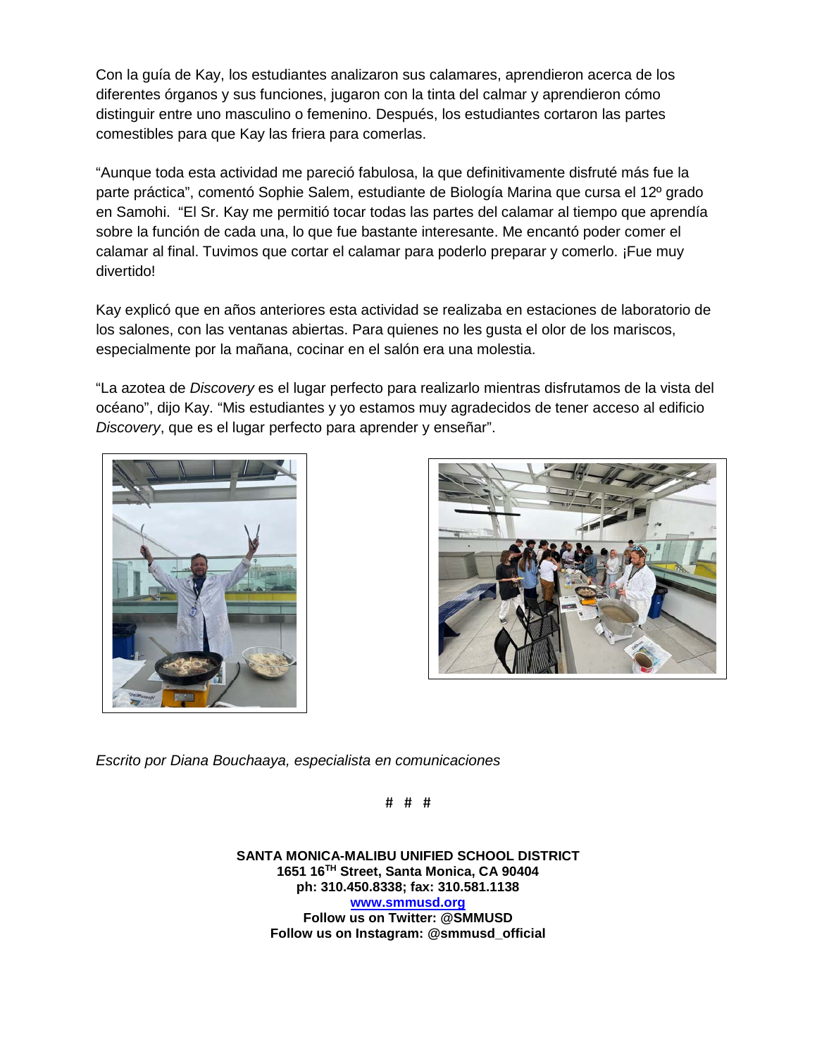Con la guía de Kay, los estudiantes analizaron sus calamares, aprendieron acerca de los diferentes órganos y sus funciones, jugaron con la tinta del calmar y aprendieron cómo distinguir entre uno masculino o femenino. Después, los estudiantes cortaron las partes comestibles para que Kay las friera para comerlas.

"Aunque toda esta actividad me pareció fabulosa, la que definitivamente disfruté más fue la parte práctica", comentó Sophie Salem, estudiante de Biología Marina que cursa el 12º grado en Samohi. "El Sr. Kay me permitió tocar todas las partes del calamar al tiempo que aprendía sobre la función de cada una, lo que fue bastante interesante. Me encantó poder comer el calamar al final. Tuvimos que cortar el calamar para poderlo preparar y comerlo. ¡Fue muy divertido!

Kay explicó que en años anteriores esta actividad se realizaba en estaciones de laboratorio de los salones, con las ventanas abiertas. Para quienes no les gusta el olor de los mariscos, especialmente por la mañana, cocinar en el salón era una molestia.

"La azotea de *Discovery* es el lugar perfecto para realizarlo mientras disfrutamos de la vista del océano", dijo Kay. "Mis estudiantes y yo estamos muy agradecidos de tener acceso al edificio *Discovery*, que es el lugar perfecto para aprender y enseñar".

*Escrito por Diana Bouchaaya, especialista en comunicaciones*

# # #

**SANTA MONICA-MALIBU UNIFIED SCHOOL DISTRICT**
**1651 16TH Street, Santa Monica, CA 90404**
**ph: 310.450.8338; fax: 310.581.1138**
**[www.smmusd.org](http://www.smmusd.org)**
**Follow us on Twitter: @SMMUSD**
**Follow us on Instagram: @smmusd_official**